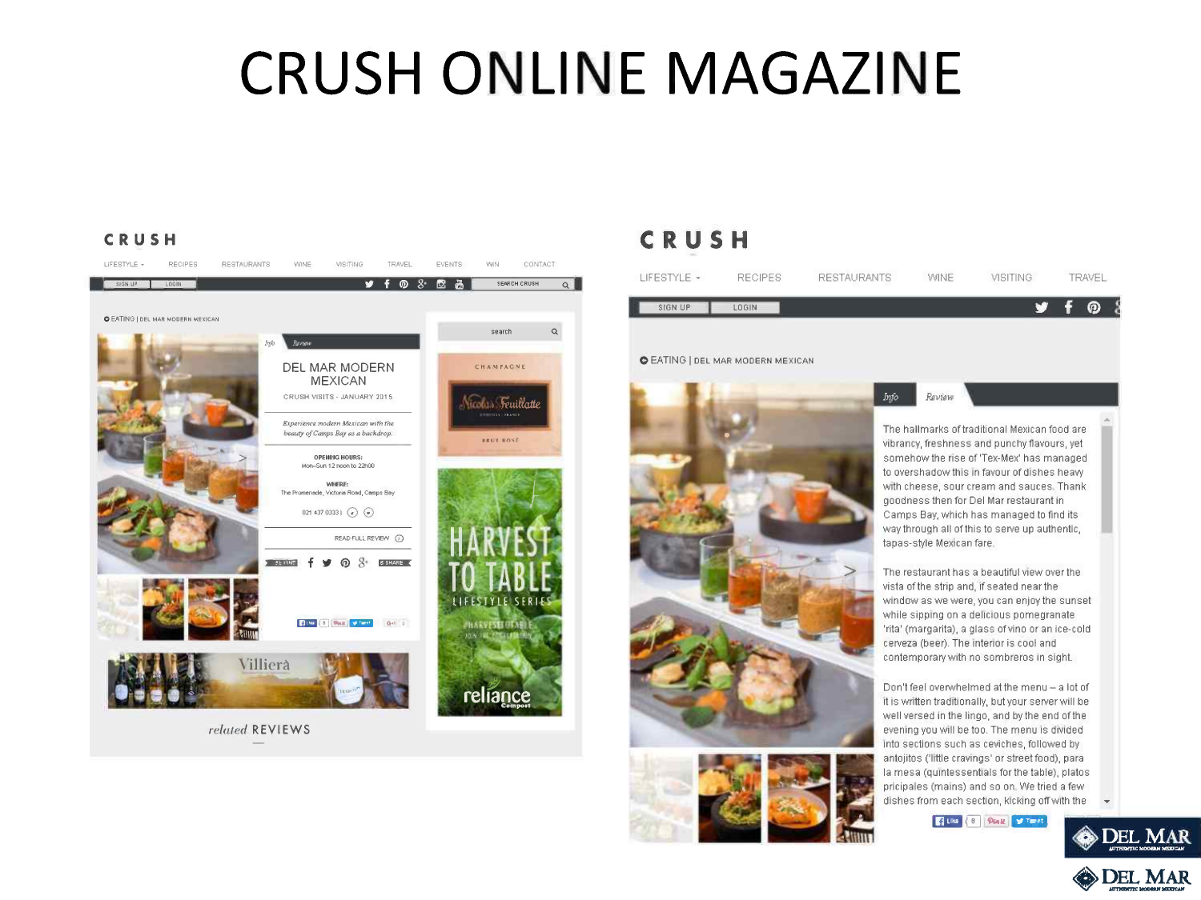# CRUSH ONLINE MAGAZINE

CRUSH

LIFESTYLE · RECIPES · RESTAURANTS · WINE · VISITING · TRAVEL · EVENTS · WIN · CONTACT

EATING | DEL MAR MODERN MEXICAN

## DEL MAR MODERN MEXICAN

CRUSH VISITS - JANUARY 2015

*Experience modern Mexican with the beauty of Camps Bay as a backdrop.*

**OPENING HOURS:**
Mon–Sun 12 noon to 22h00

**WHERE:**
The Promenade, Victoria Road, Camps Bay

021 437 0333

READ FULL REVIEW

*related* REVIEWS

---

CRUSH

LIFESTYLE · RECIPES · RESTAURANTS · WINE · VISITING · TRAVEL

EATING | DEL MAR MODERN MEXICAN

*Info* *Review*

The hallmarks of traditional Mexican food are vibrancy, freshness and punchy flavours, yet somehow the rise of 'Tex-Mex' has managed to overshadow this in favour of dishes heavy with cheese, sour cream and sauces. Thank goodness then for Del Mar restaurant in Camps Bay, which has managed to find its way through all of this to serve up authentic, tapas-style Mexican fare.

The restaurant has a beautiful view over the vista of the strip and, if seated near the window as we were, you can enjoy the sunset while sipping on a delicious pomegranate 'rita' (margarita), a glass of vino or an ice-cold cerveza (beer). The interior is cool and contemporary with no sombreros in sight.

Don't feel overwhelmed at the menu – a lot of it is written traditionally, but your server will be well versed in the lingo, and by the end of the evening you will be too. The menu is divided into sections such as ceviches, followed by antojitos ('little cravings' or street food), para la mesa (quintessentials for the table), platos pricipales (mains) and so on. We tried a few dishes from each section, kicking off with the

DEL MAR
AUTHENTIC MODERN MEXICAN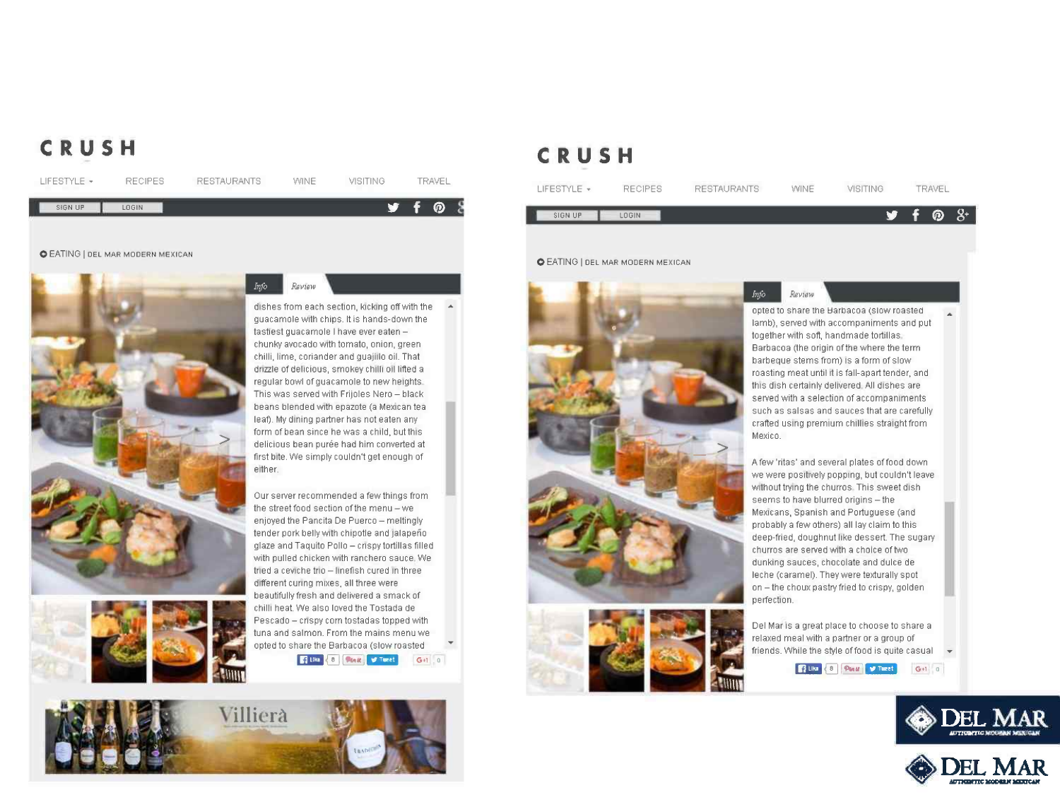# CRUSH

LIFESTYLE | RECIPES | RESTAURANTS | WINE | VISITING | TRAVEL

SIGN UP | LOGIN

EATING | DEL MAR MODERN MEXICAN

*Info* | *Review*

dishes from each section, kicking off with the guacamole with chips. It is hands-down the tastiest guacamole I have ever eaten – chunky avocado with tomato, onion, green chilli, lime, coriander and guajillo oil. That drizzle of delicious, smokey chilli oil lifted a regular bowl of guacamole to new heights. This was served with Frijoles Nero – black beans blended with epazote (a Mexican tea leaf). My dining partner has not eaten any form of bean since he was a child, but this delicious bean purée had him converted at first bite. We simply couldn't get enough of either.

Our server recommended a few things from the street food section of the menu – we enjoyed the Pancita De Puerco – meltingly tender pork belly with chipotle and jalapeño glaze and Taquito Pollo – crispy tortillas filled with pulled chicken with ranchero sauce. We tried a ceviche trio – linefish cured in three different curing mixes, all three were beautifully fresh and delivered a smack of chilli heat. We also loved the Tostada de Pescado – crispy corn tostadas topped with tuna and salmon. From the mains menu we opted to share the Barbacoa (slow roasted lamb), served with accompaniments and put together with soft, handmade tortillas. Barbacoa (the origin of the where the term barbeque stems from) is a form of slow roasting meat until it is fall-apart tender, and this dish certainly delivered. All dishes are served with a selection of accompaniments such as salsas and sauces that are carefully crafted using premium chillies straight from Mexico.

A few 'ritas' and several plates of food down we were positively popping, but couldn't leave without trying the churros. This sweet dish seems to have blurred origins – the Mexicans, Spanish and Portuguese (and probably a few others) all lay claim to this deep-fried, doughnut like dessert. The sugary churros are served with a choice of two dunking sauces, chocolate and dulce de leche (caramel). They were texturally spot on – the choux pastry fried to crispy, golden perfection.

Del Mar is a great place to choose to share a relaxed meal with a partner or a group of friends. While the style of food is quite casual

Villierà

DEL MAR
AUTHENTIC MODERN MEXICAN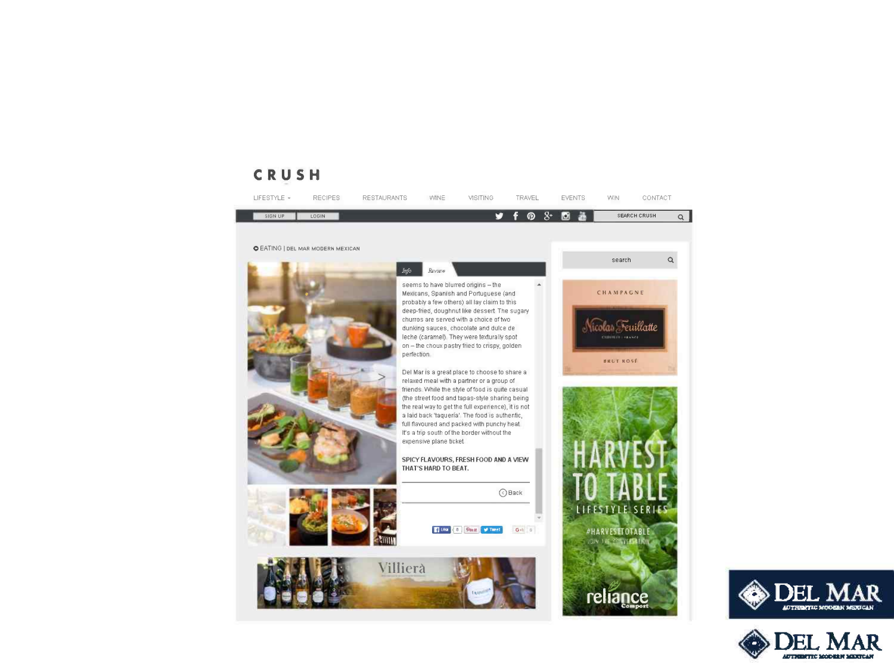# CRUSH

LIFESTYLE RECIPES RESTAURANTS WINE VISITING TRAVEL EVENTS WIN CONTACT

SIGN UP LOGIN SEARCH CRUSH

EATING | DEL MAR MODERN MEXICAN

Info Review

seems to have blurred origins – the Mexicans, Spanish and Portuguese (and probably a few others) all lay claim to this deep-fried, doughnut like dessert. The sugary churros are served with a choice of two dunking sauces, chocolate and dulce de leche (caramel). They were texturally spot on – the choux pastry fried to crispy, golden perfection.

Del Mar is a great place to choose to share a relaxed meal with a partner or a group of friends. While the style of food is quite casual (the street food and tapas-style sharing being the real way to get the full experience), it is not a laid back 'taquería'. The food is authentic, full flavoured and packed with punchy heat. It's a trip south of the border without the expensive plane ticket.

**SPICY FLAVOURS, FRESH FOOD AND A VIEW THAT'S HARD TO BEAT.**

Back

search

CHAMPAGNE
Nicolas Feuillatte
BRUT ROSÉ

HARVEST TO TABLE
LIFESTYLE SERIES
#HARVESTTOTABLE
JOIN THE CONVERSATION
reliance Compost

Villiera

DEL MAR
AUTHENTIC MODERN MEXICAN

DEL MAR
AUTHENTIC MODERN MEXICAN